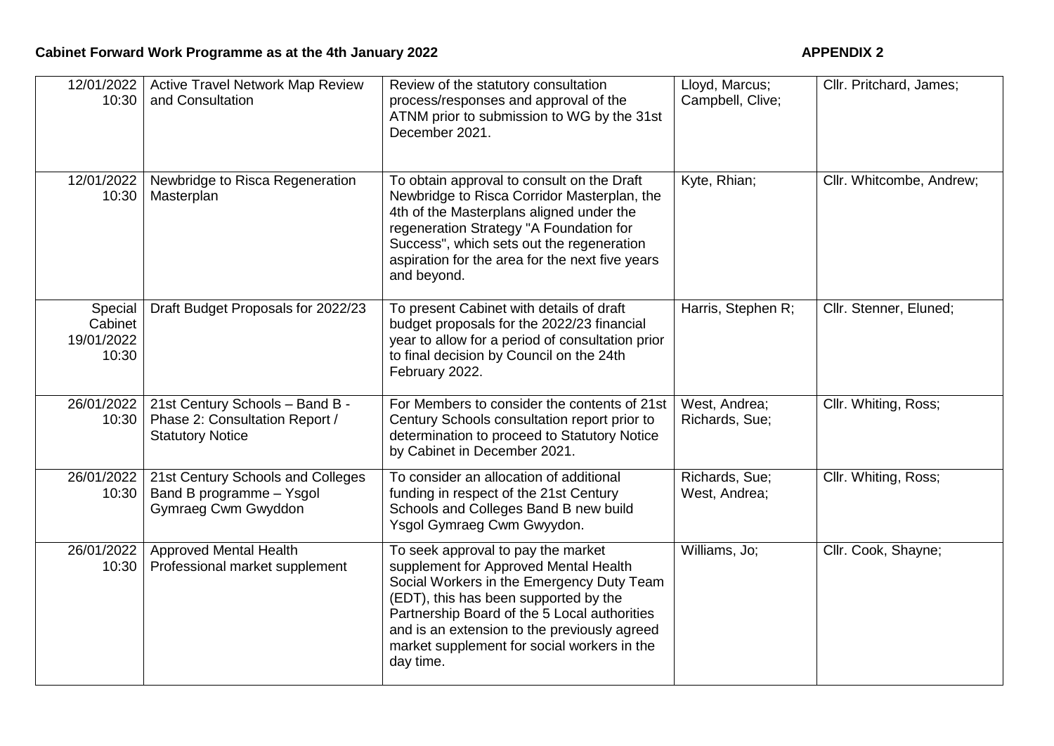**Cabinet Forward Work Programme as at the 4th January 2022** **APPENDIX 2**

| | | | | |
|---|---|---|---|---|
| 12/01/2022 10:30 | Active Travel Network Map Review and Consultation | Review of the statutory consultation process/responses and approval of the ATNM prior to submission to WG by the 31st December 2021. | Lloyd, Marcus; Campbell, Clive; | Cllr. Pritchard, James; |
| 12/01/2022 10:30 | Newbridge to Risca Regeneration Masterplan | To obtain approval to consult on the Draft Newbridge to Risca Corridor Masterplan, the 4th of the Masterplans aligned under the regeneration Strategy "A Foundation for Success", which sets out the regeneration aspiration for the area for the next five years and beyond. | Kyte, Rhian; | Cllr. Whitcombe, Andrew; |
| Special Cabinet 19/01/2022 10:30 | Draft Budget Proposals for 2022/23 | To present Cabinet with details of draft budget proposals for the 2022/23 financial year to allow for a period of consultation prior to final decision by Council on the 24th February 2022. | Harris, Stephen R; | Cllr. Stenner, Eluned; |
| 26/01/2022 10:30 | 21st Century Schools – Band B - Phase 2: Consultation Report / Statutory Notice | For Members to consider the contents of 21st Century Schools consultation report prior to determination to proceed to Statutory Notice by Cabinet in December 2021. | West, Andrea; Richards, Sue; | Cllr. Whiting, Ross; |
| 26/01/2022 10:30 | 21st Century Schools and Colleges Band B programme – Ysgol Gymraeg Cwm Gwyddon | To consider an allocation of additional funding in respect of the 21st Century Schools and Colleges Band B new build Ysgol Gymraeg Cwm Gwyydon. | Richards, Sue; West, Andrea; | Cllr. Whiting, Ross; |
| 26/01/2022 10:30 | Approved Mental Health Professional market supplement | To seek approval to pay the market supplement for Approved Mental Health Social Workers in the Emergency Duty Team (EDT), this has been supported by the Partnership Board of the 5 Local authorities and is an extension to the previously agreed market supplement for social workers in the day time. | Williams, Jo; | Cllr. Cook, Shayne; |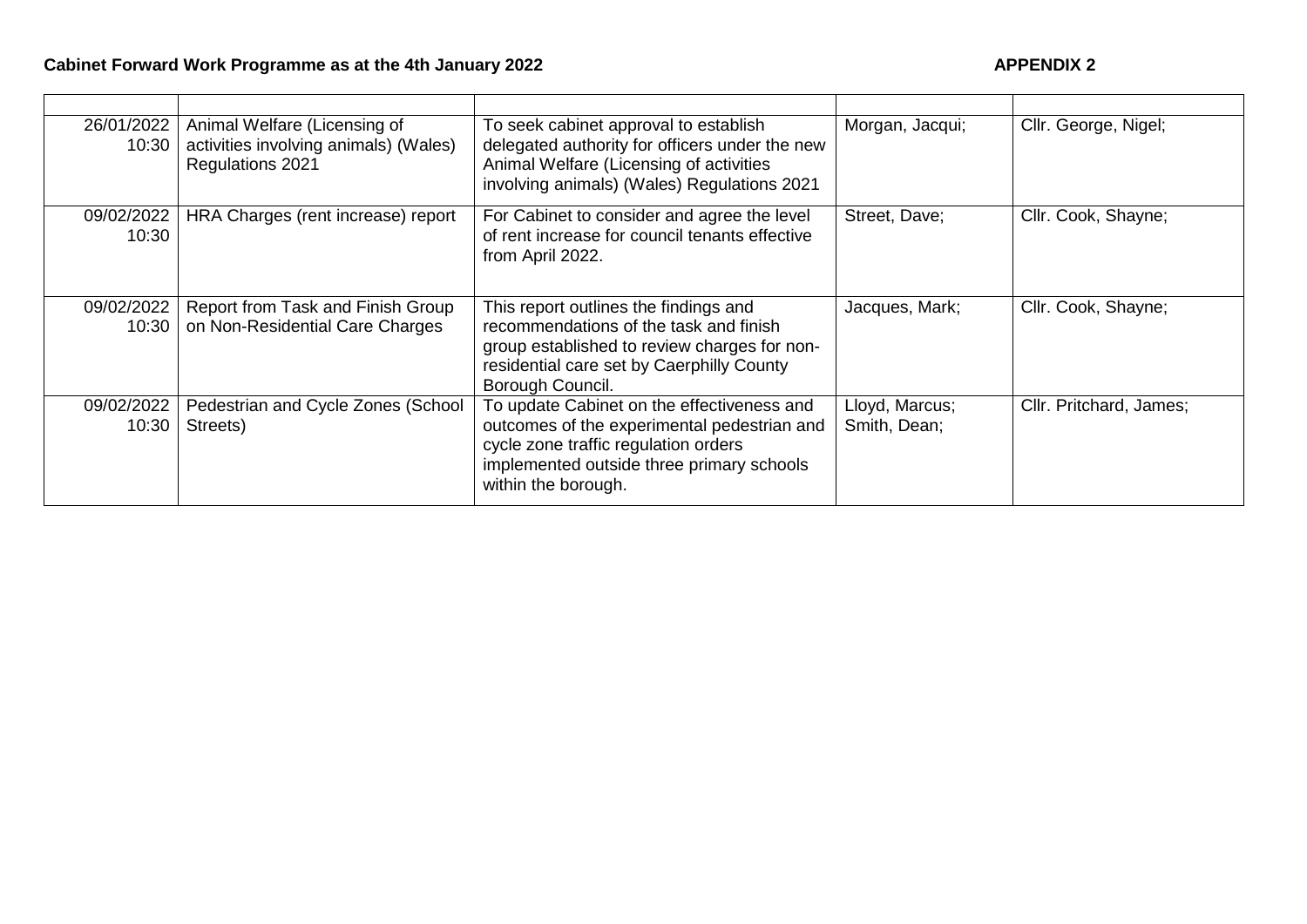**Cabinet Forward Work Programme as at the 4th January 2022** **APPENDIX 2**

| | | | | |
|---|---|---|---|---|
| 26/01/2022 10:30 | Animal Welfare (Licensing of activities involving animals) (Wales) Regulations 2021 | To seek cabinet approval to establish delegated authority for officers under the new Animal Welfare (Licensing of activities involving animals) (Wales) Regulations 2021 | Morgan, Jacqui; | Cllr. George, Nigel; |
| 09/02/2022 10:30 | HRA Charges (rent increase) report | For Cabinet to consider and agree the level of rent increase for council tenants effective from April 2022. | Street, Dave; | Cllr. Cook, Shayne; |
| 09/02/2022 10:30 | Report from Task and Finish Group on Non-Residential Care Charges | This report outlines the findings and recommendations of the task and finish group established to review charges for non-residential care set by Caerphilly County Borough Council. | Jacques, Mark; | Cllr. Cook, Shayne; |
| 09/02/2022 10:30 | Pedestrian and Cycle Zones (School Streets) | To update Cabinet on the effectiveness and outcomes of the experimental pedestrian and cycle zone traffic regulation orders implemented outside three primary schools within the borough. | Lloyd, Marcus; Smith, Dean; | Cllr. Pritchard, James; |